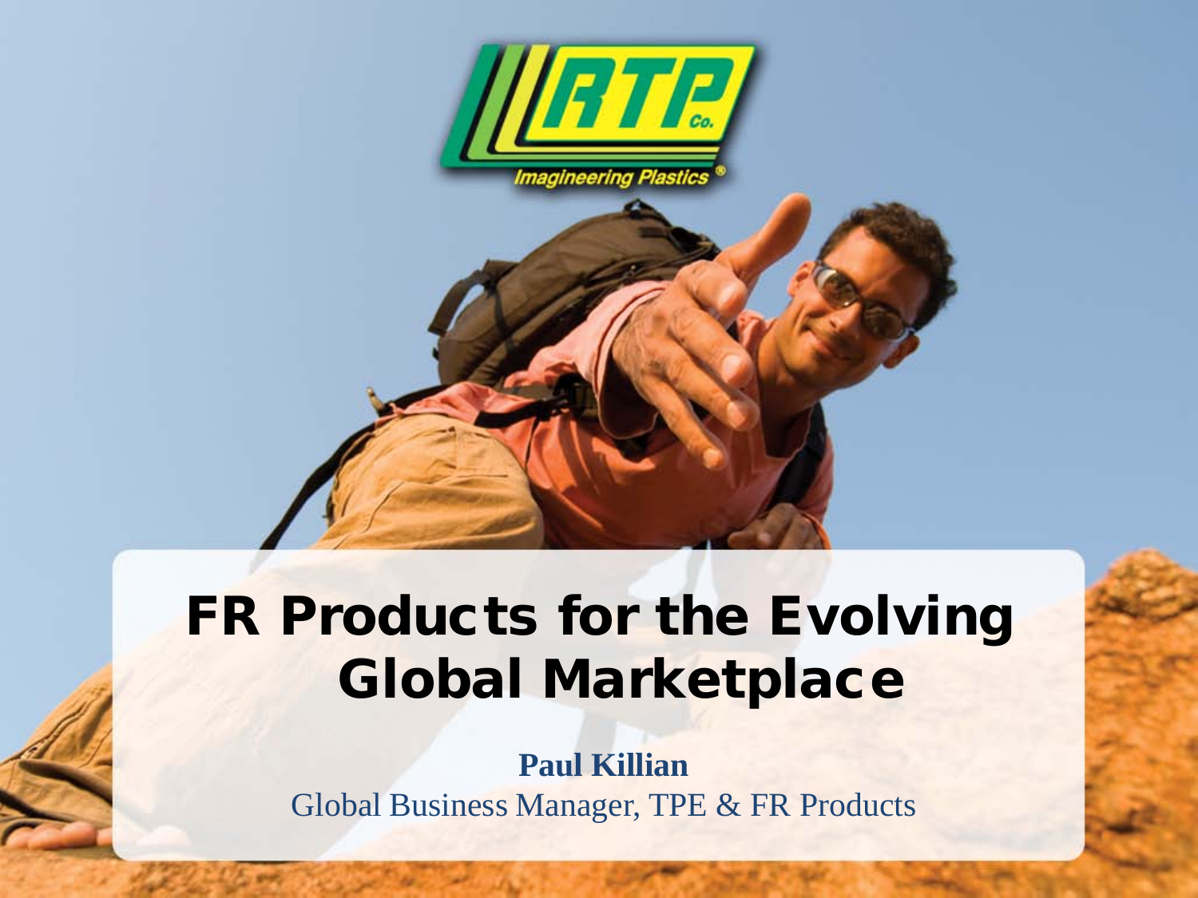# FR Products for the Evolving Global Marketplace

**Paul Killian**

Global Business Manager, TPE & FR Products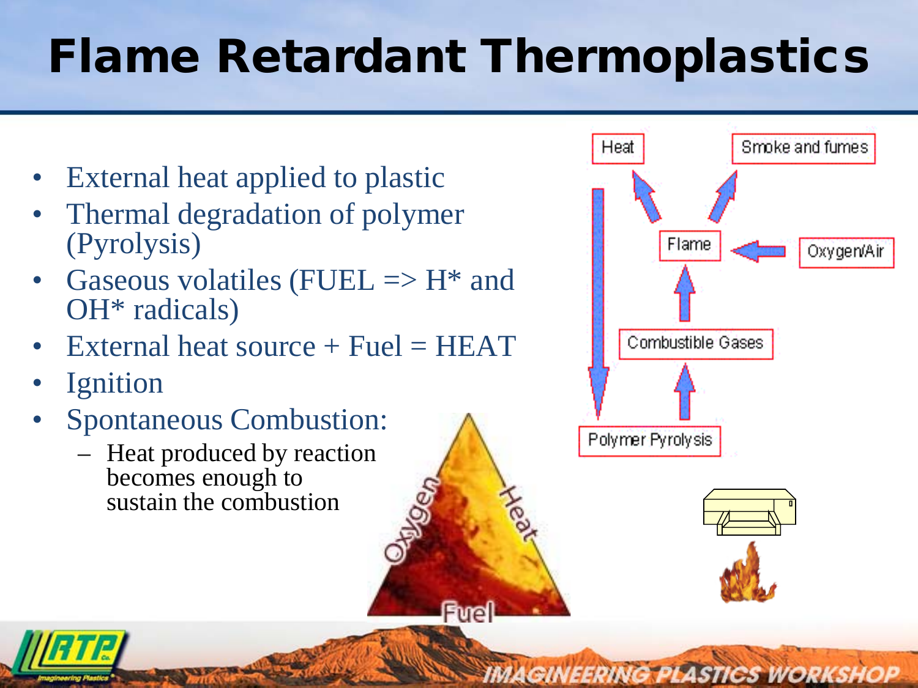# Flame Retardant Thermoplastics

- External heat applied to plastic
- Thermal degradation of polymer (Pyrolysis)
- Gaseous volatiles (FUEL => H* and OH* radicals)
- External heat source + Fuel = HEAT
- Ignition
- Spontaneous Combustion:
  - Heat produced by reaction becomes enough to sustain the combustion

Heat

Smoke and fumes

Flame

Oxygen/Air

Combustible Gases

Polymer Pyrolysis

Oxygen

Heat

Fuel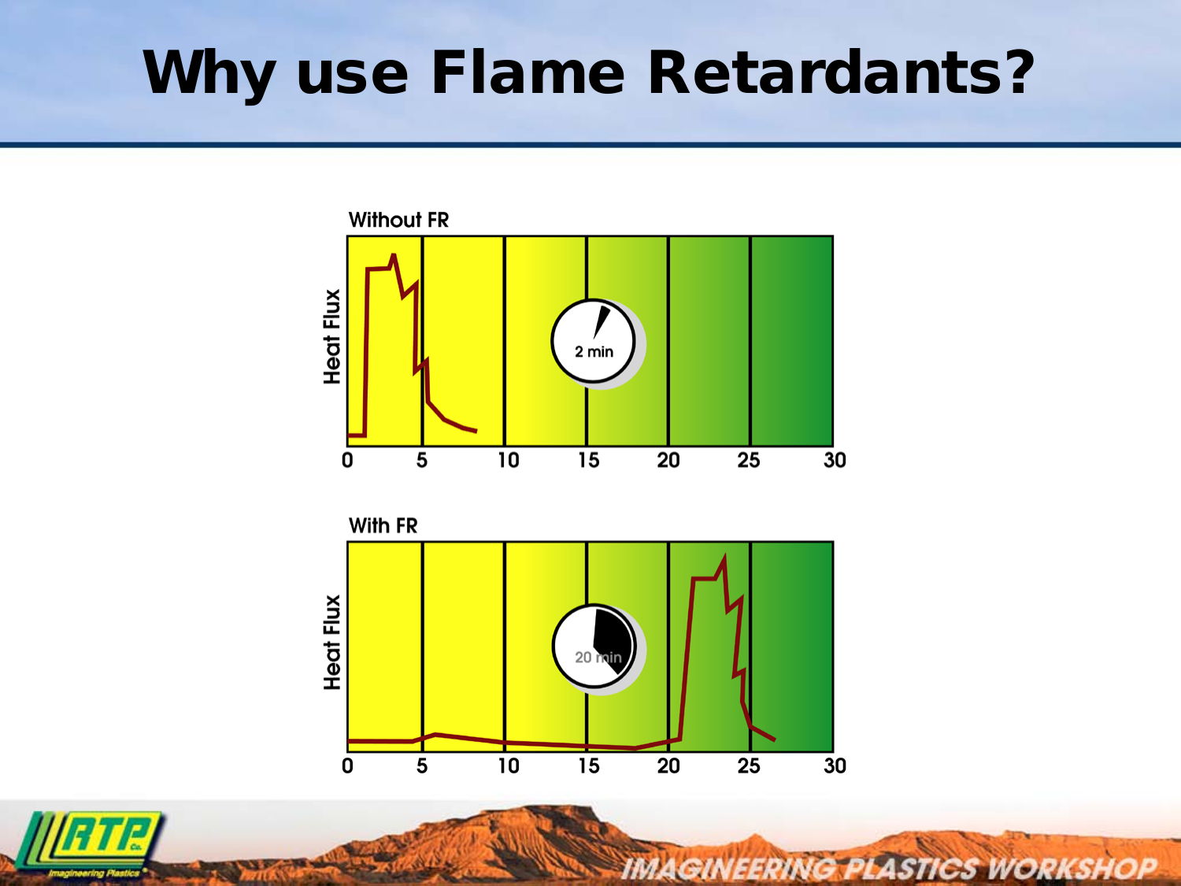# Why use Flame Retardants?

Without FR

Heat Flux

2 min

0 5 10 15 20 25 30

With FR

Heat Flux

20 min

0 5 10 15 20 25 30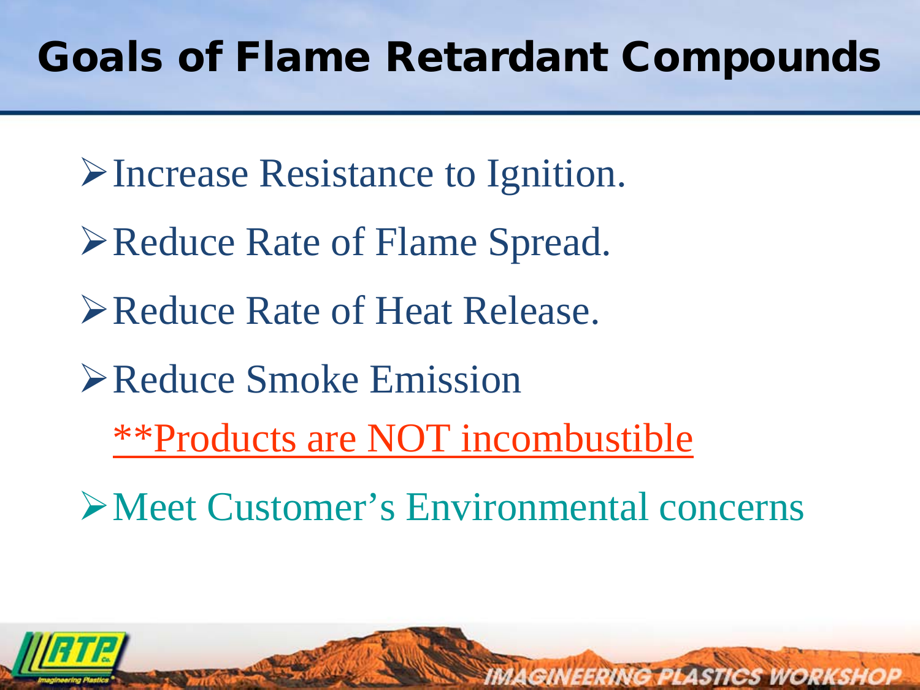# Goals of Flame Retardant Compounds

- Increase Resistance to Ignition.
- Reduce Rate of Flame Spread.
- Reduce Rate of Heat Release.
- Reduce Smoke Emission

  **Products are NOT incombustible**
- Meet Customer's Environmental concerns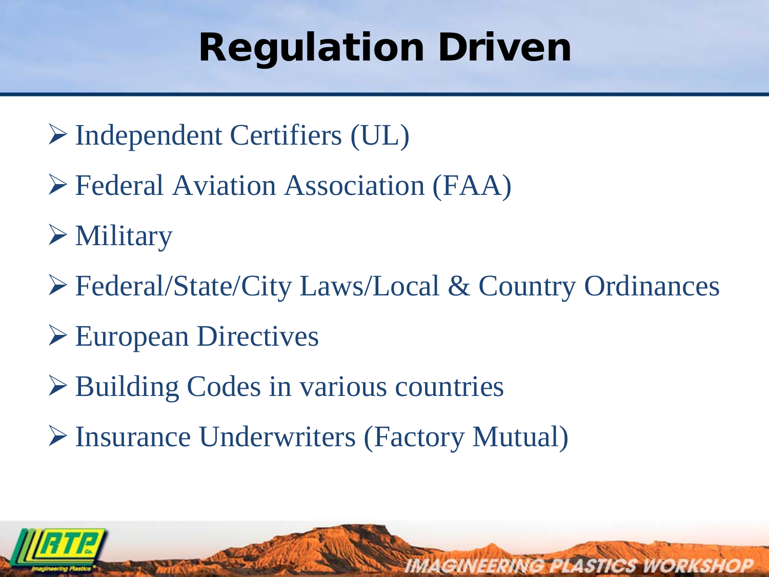# Regulation Driven

- Independent Certifiers (UL)
- Federal Aviation Association (FAA)
- Military
- Federal/State/City Laws/Local & Country Ordinances
- European Directives
- Building Codes in various countries
- Insurance Underwriters (Factory Mutual)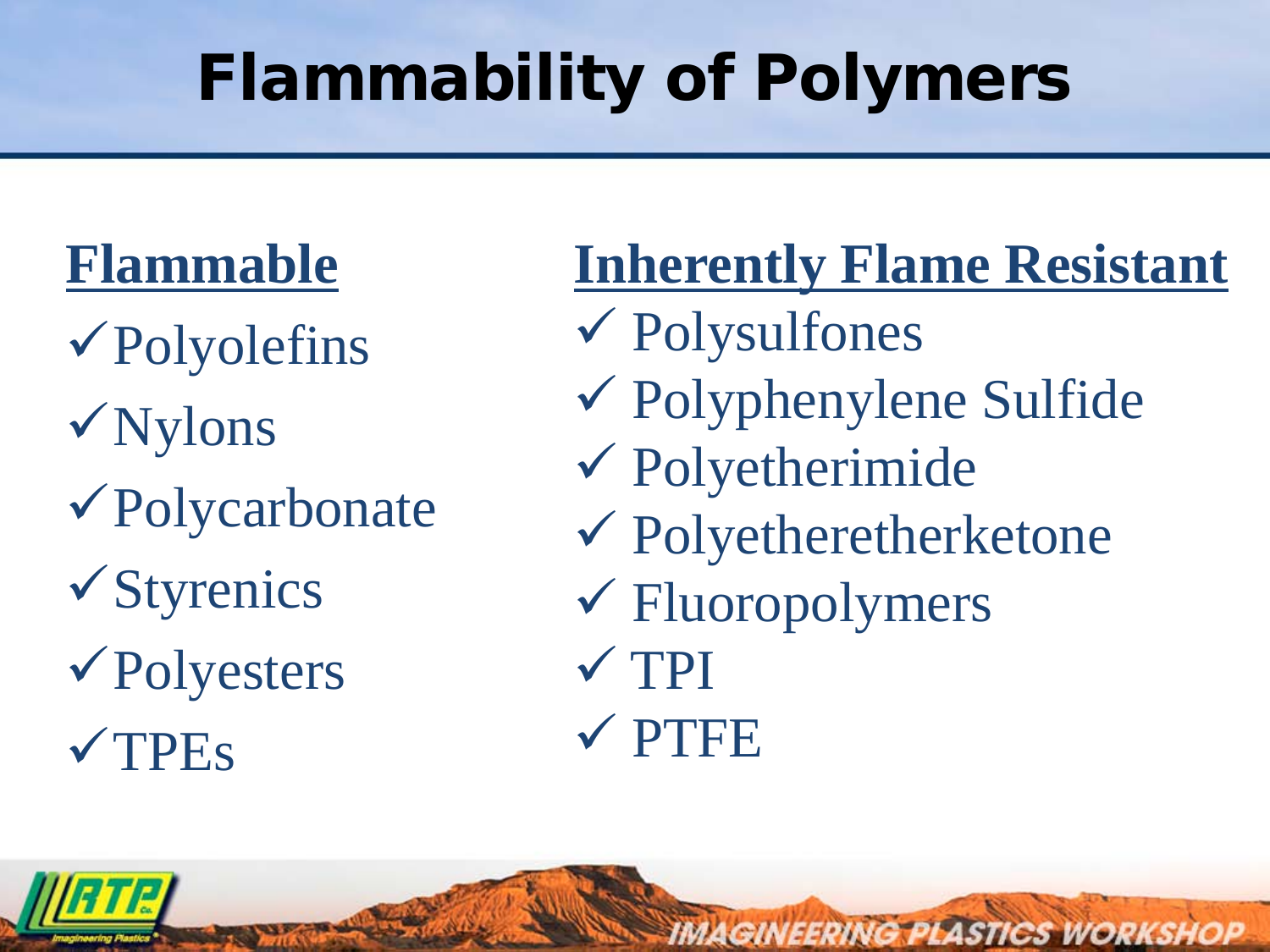# Flammability of Polymers

## Flammable

- ✓Polyolefins
- ✓Nylons
- ✓Polycarbonate
- ✓Styrenics
- ✓Polyesters
- ✓TPEs

## Inherently Flame Resistant

- ✓ Polysulfones
- ✓ Polyphenylene Sulfide
- ✓ Polyetherimide
- ✓ Polyetheretherketone
- ✓ Fluoropolymers
- ✓ TPI
- ✓ PTFE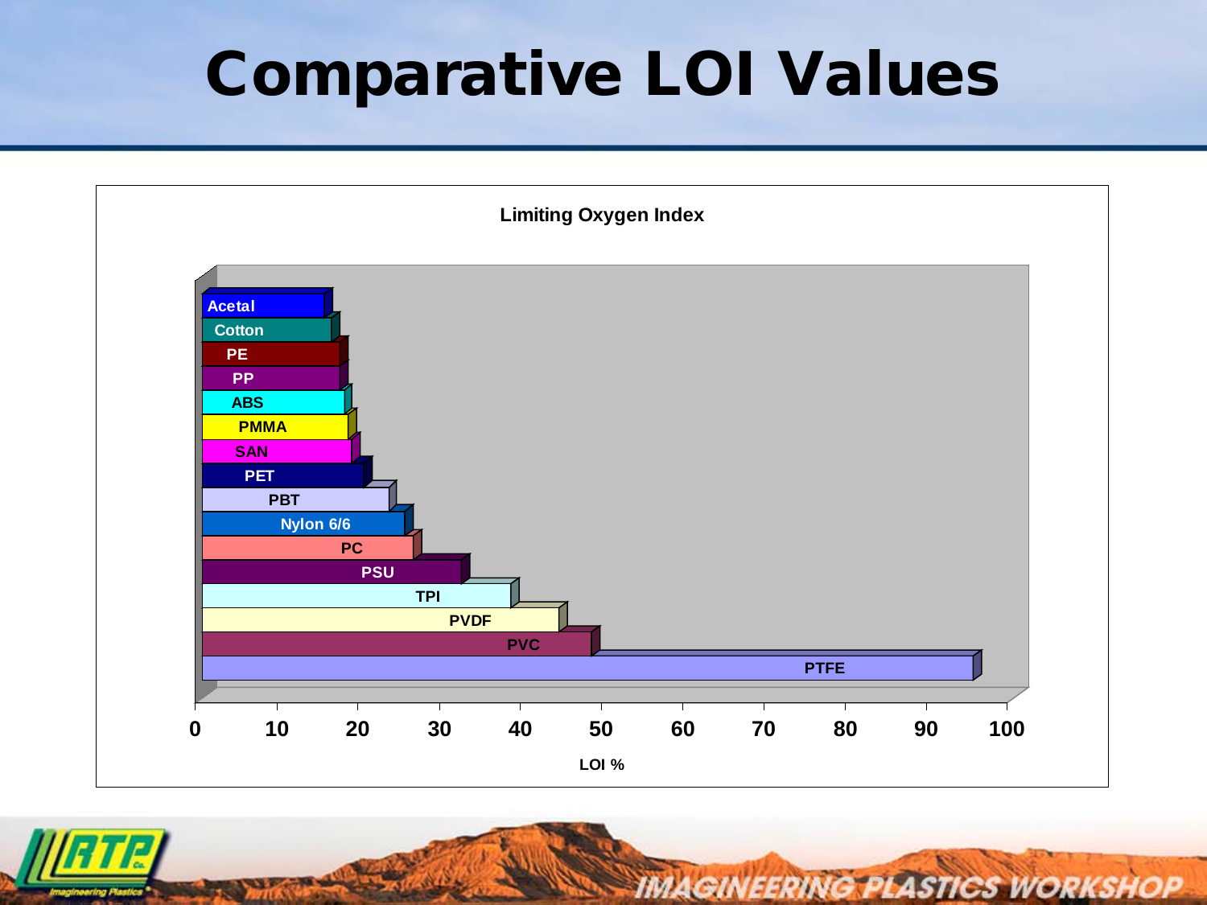# Comparative LOI Values

**Limiting Oxygen Index**

| Material | LOI % (approx.) |
|---|---|
| Acetal | 16 |
| Cotton | 17 |
| PE | 18 |
| PP | 18 |
| ABS | 18.5 |
| PMMA | 19 |
| SAN | 19.5 |
| PET | 21 |
| PBT | 24 |
| Nylon 6/6 | 26 |
| PC | 27 |
| PSU | 33 |
| TPI | 39 |
| PVDF | 45 |
| PVC | 49 |
| PTFE | 96 |

LOI %

IMAGINEERING PLASTICS WORKSHOP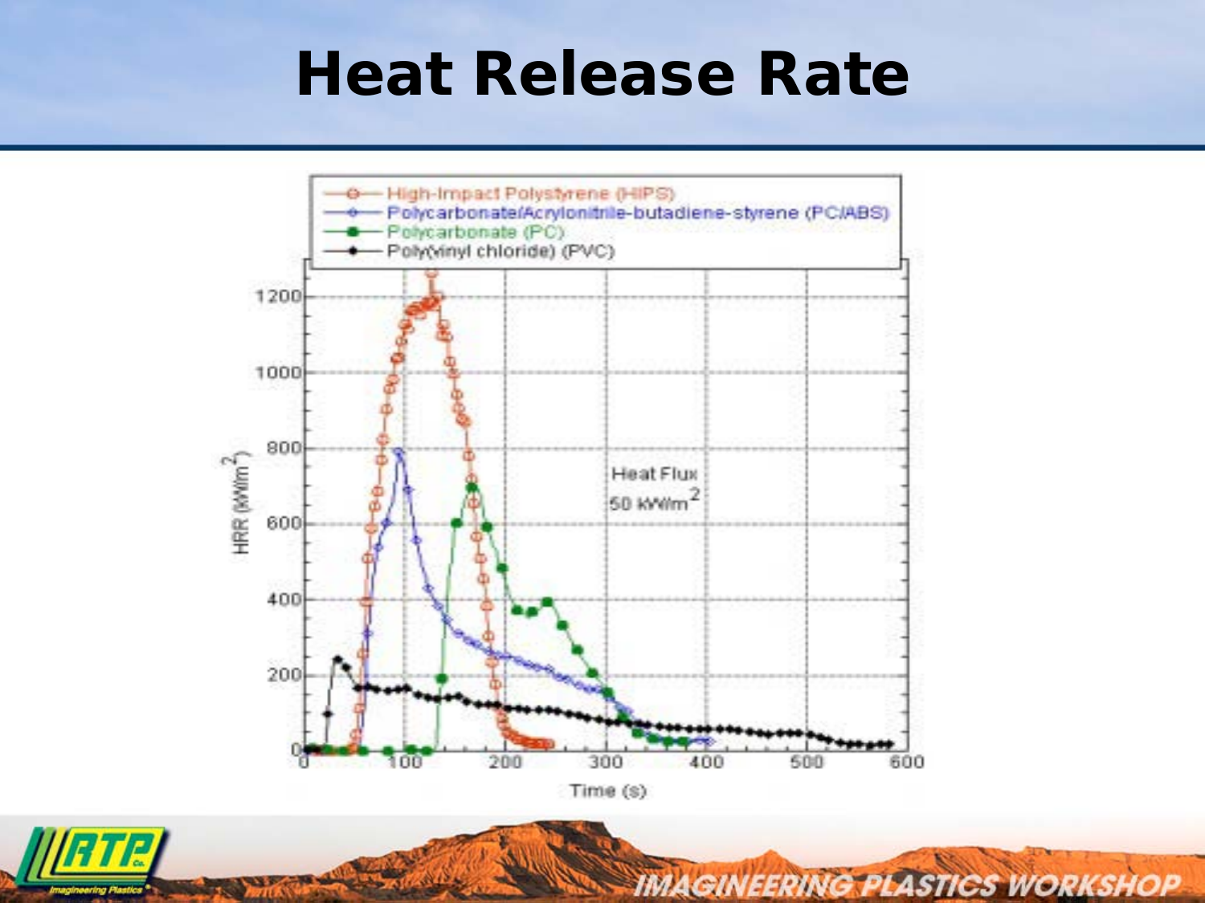# Heat Release Rate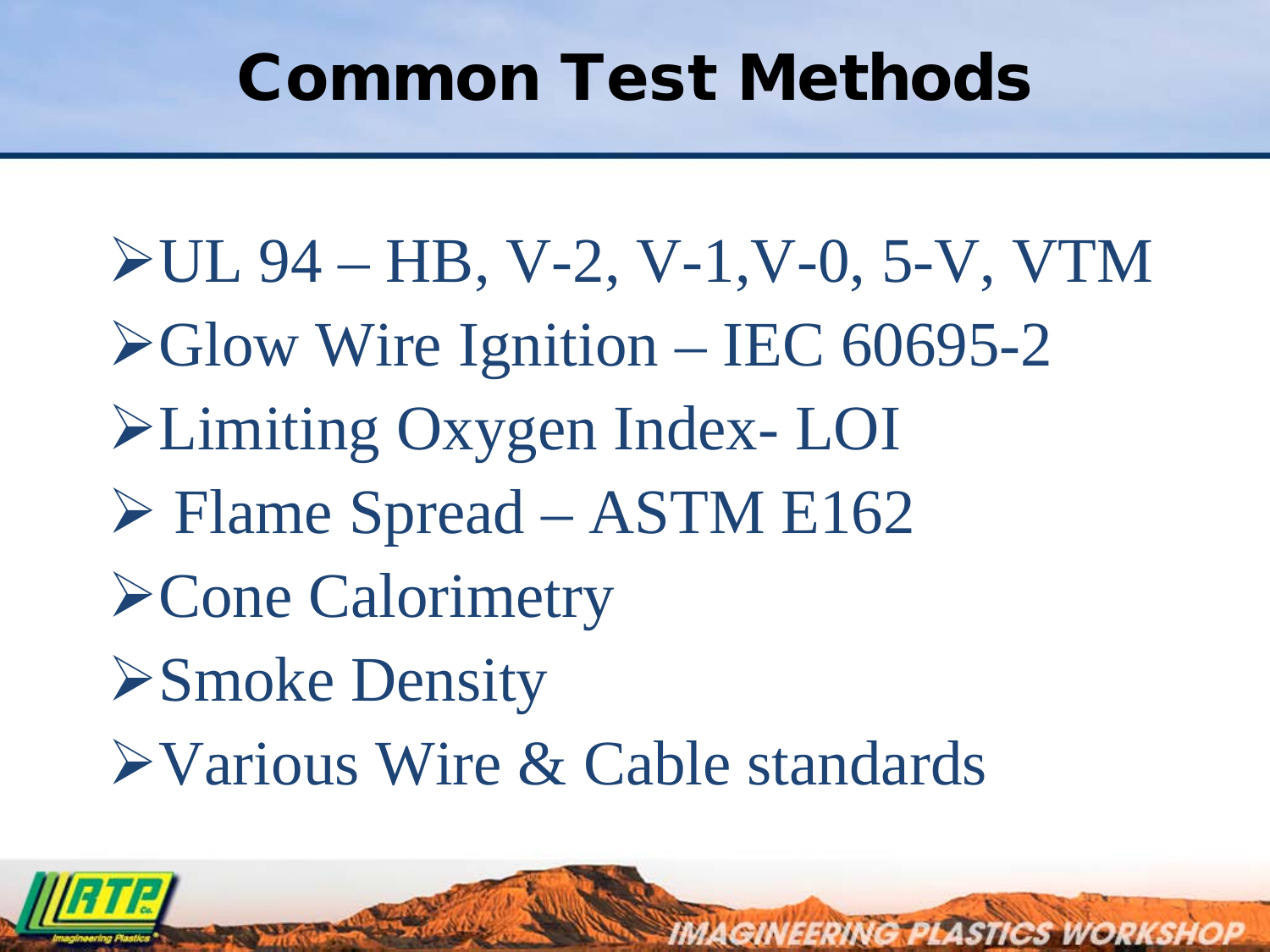# Common Test Methods

- UL 94 – HB, V-2, V-1,V-0, 5-V, VTM
- Glow Wire Ignition – IEC 60695-2
- Limiting Oxygen Index- LOI
- Flame Spread – ASTM E162
- Cone Calorimetry
- Smoke Density
- Various Wire & Cable standards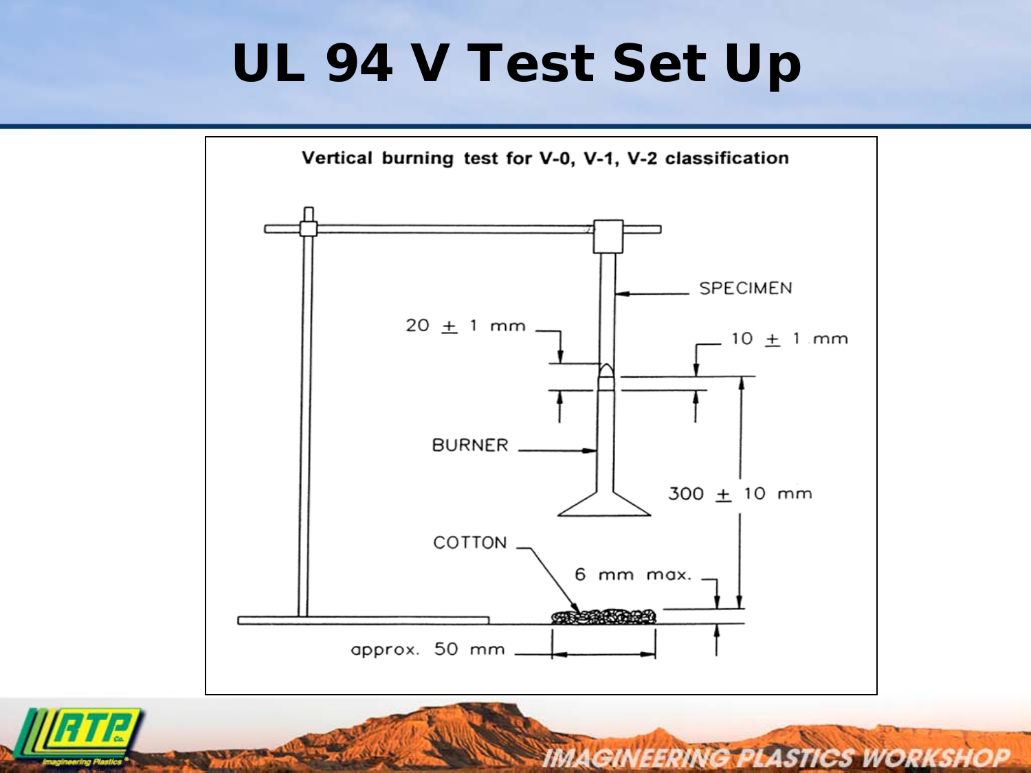# UL 94 V Test Set Up

Vertical burning test for V-0, V-1, V-2 classification

SPECIMEN

20 ± 1 mm

10 ± 1 mm

BURNER

300 ± 10 mm

COTTON

6 mm max.

approx. 50 mm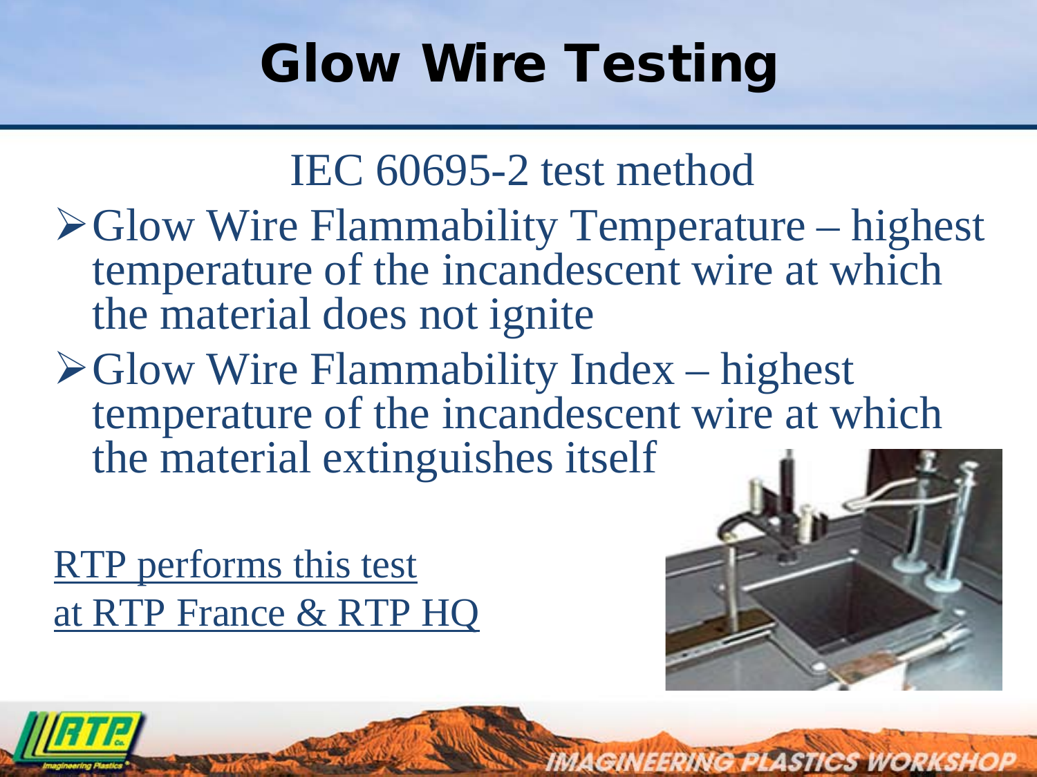# Glow Wire Testing

IEC 60695-2 test method

- Glow Wire Flammability Temperature – highest temperature of the incandescent wire at which the material does not ignite
- Glow Wire Flammability Index – highest temperature of the incandescent wire at which the material extinguishes itself

RTP performs this test at RTP France & RTP HQ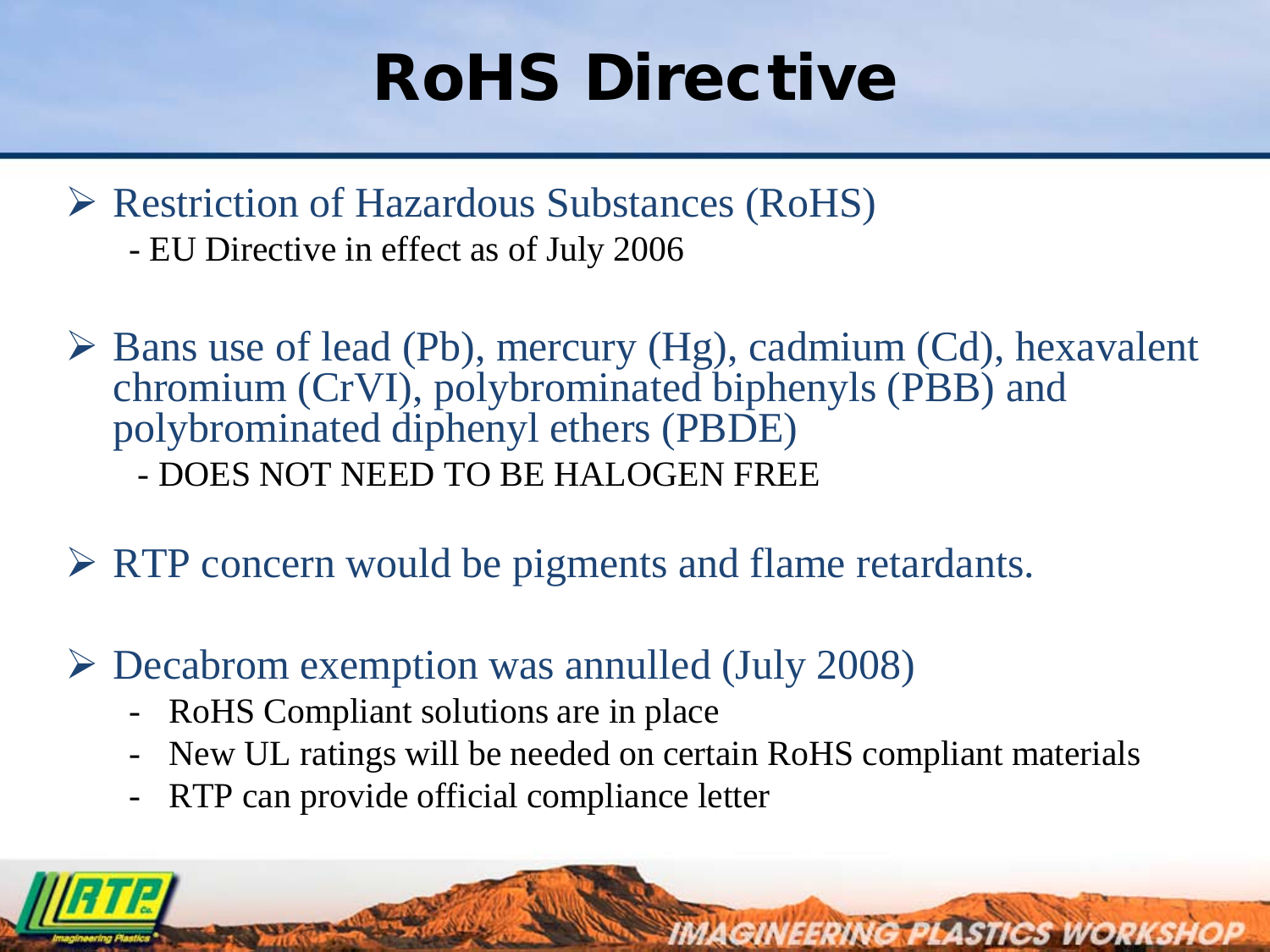# RoHS Directive

- Restriction of Hazardous Substances (RoHS)
  - EU Directive in effect as of July 2006

- Bans use of lead (Pb), mercury (Hg), cadmium (Cd), hexavalent chromium (CrVI), polybrominated biphenyls (PBB) and polybrominated diphenyl ethers (PBDE)
  - DOES NOT NEED TO BE HALOGEN FREE

- RTP concern would be pigments and flame retardants.

- Decabrom exemption was annulled (July 2008)
  - RoHS Compliant solutions are in place
  - New UL ratings will be needed on certain RoHS compliant materials
  - RTP can provide official compliance letter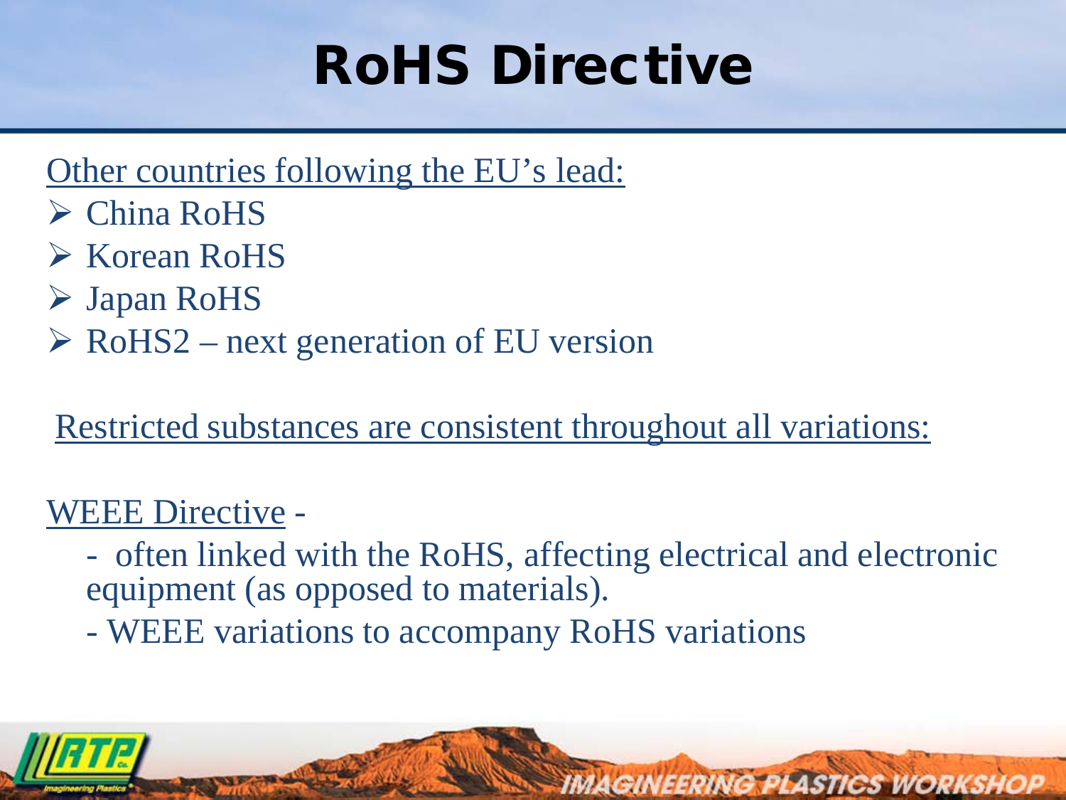# RoHS Directive

Other countries following the EU's lead:

- China RoHS
- Korean RoHS
- Japan RoHS
- RoHS2 – next generation of EU version

Restricted substances are consistent throughout all variations:

WEEE Directive -

- often linked with the RoHS, affecting electrical and electronic equipment (as opposed to materials).
- WEEE variations to accompany RoHS variations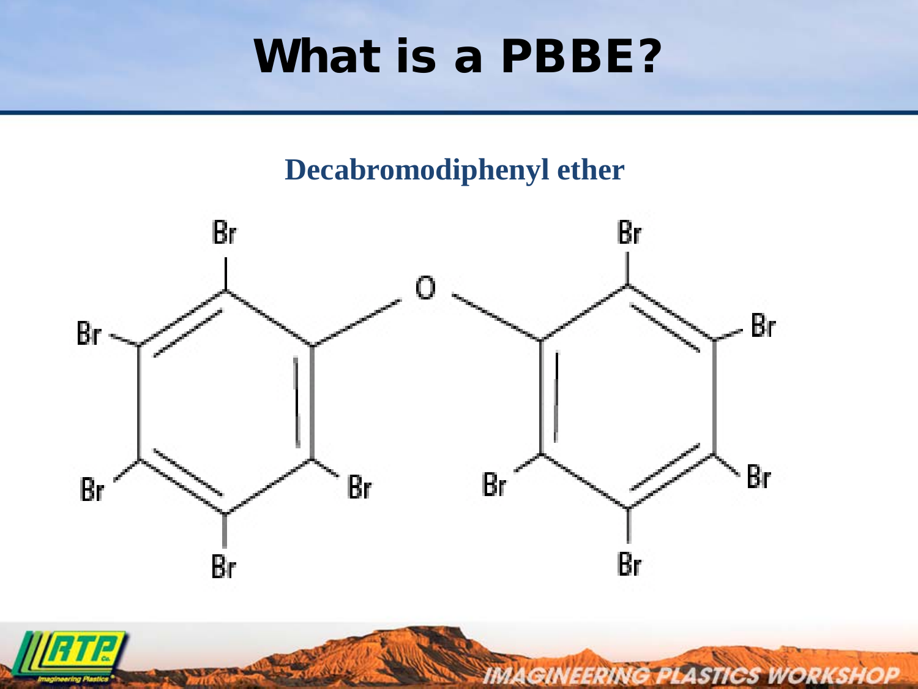# What is a PBBE?

## Decabromodiphenyl ether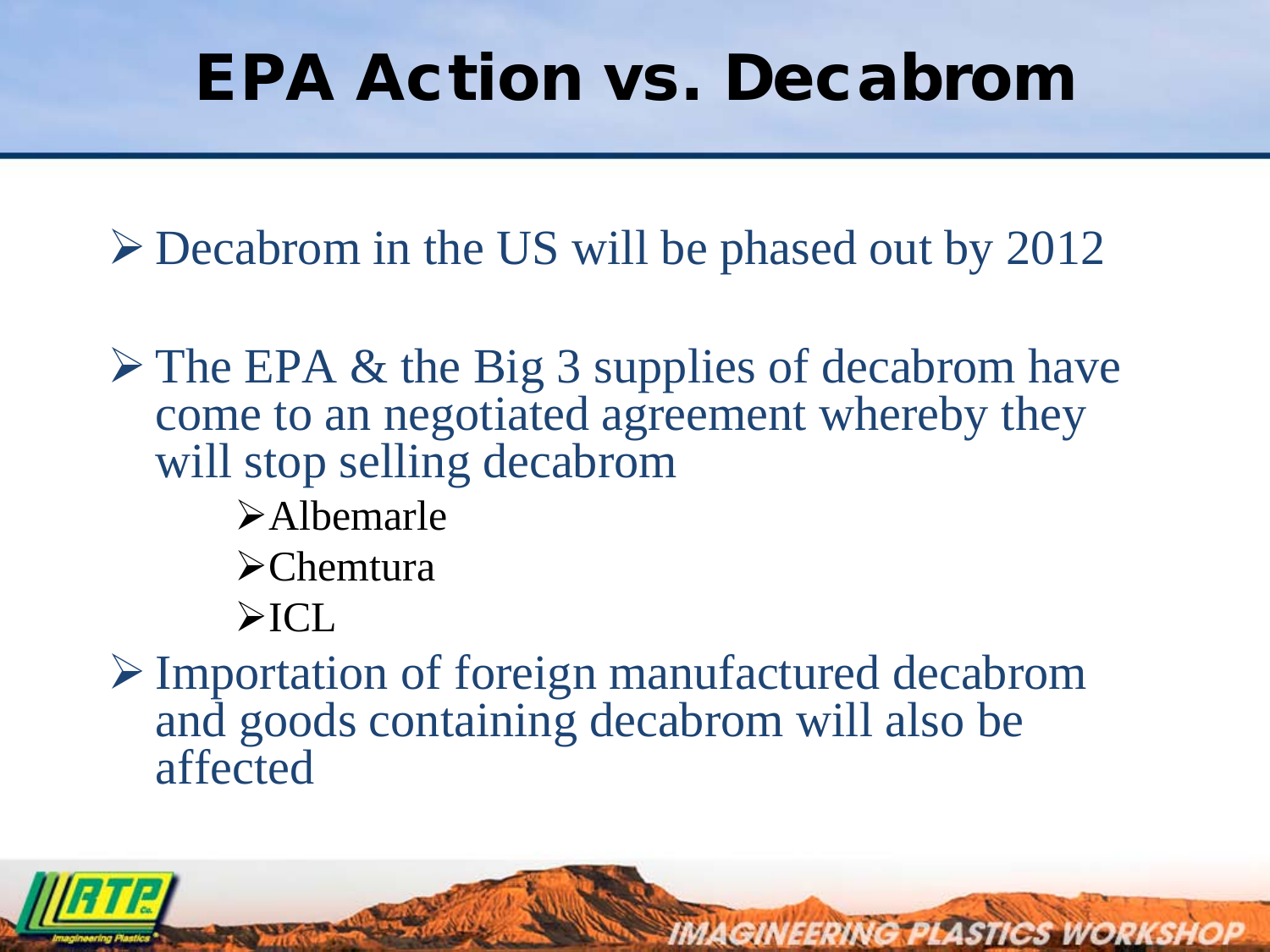# EPA Action vs. Decabrom

- Decabrom in the US will be phased out by 2012
- The EPA & the Big 3 supplies of decabrom have come to an negotiated agreement whereby they will stop selling decabrom
  - Albemarle
  - Chemtura
  - ICL
- Importation of foreign manufactured decabrom and goods containing decabrom will also be affected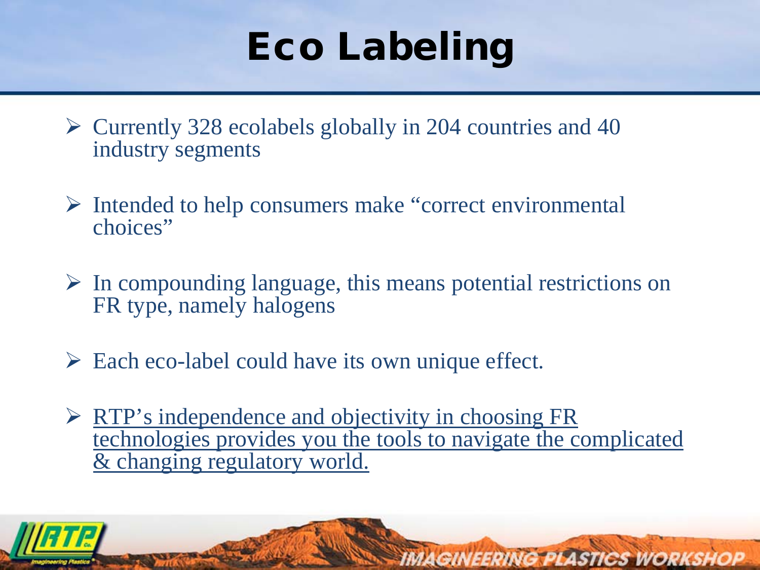# Eco Labeling

- Currently 328 ecolabels globally in 204 countries and 40 industry segments
- Intended to help consumers make "correct environmental choices"
- In compounding language, this means potential restrictions on FR type, namely halogens
- Each eco-label could have its own unique effect.
- RTP's independence and objectivity in choosing FR technologies provides you the tools to navigate the complicated & changing regulatory world.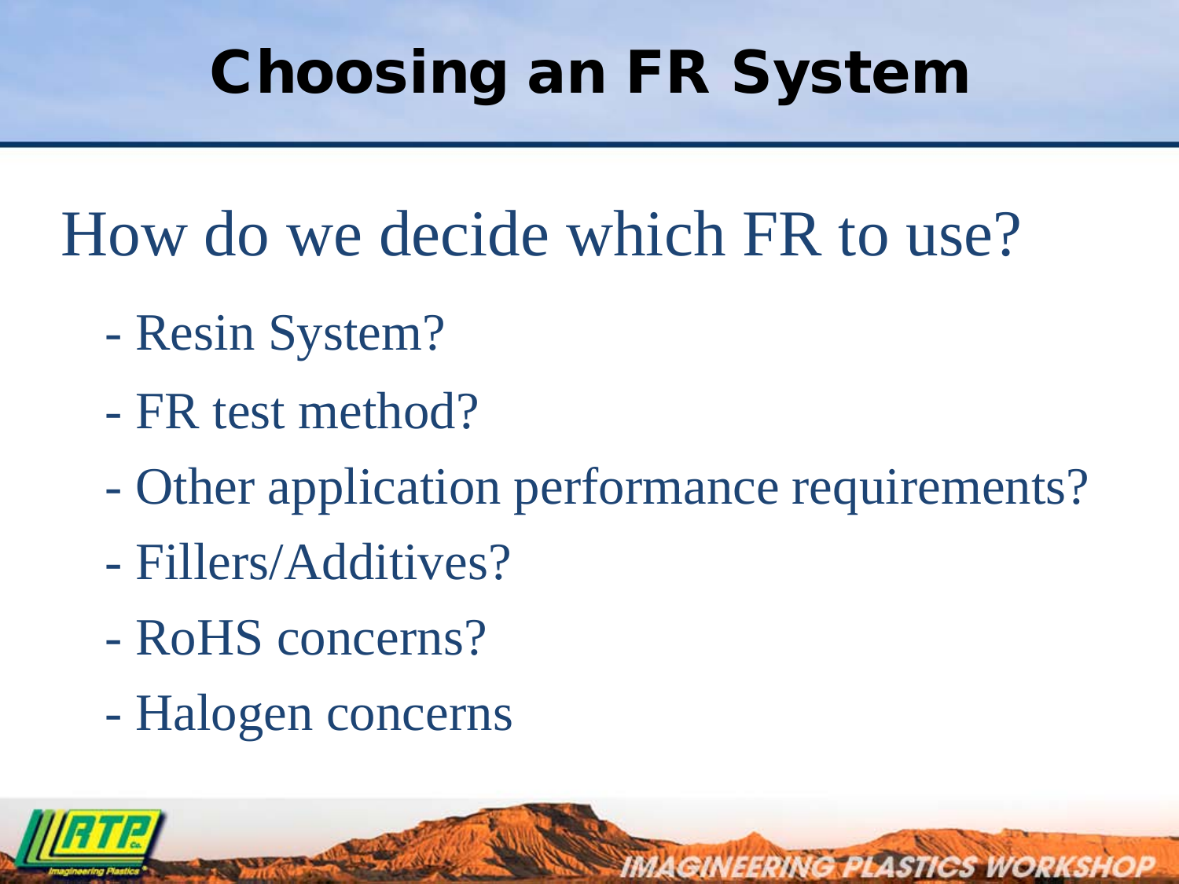# Choosing an FR System

## How do we decide which FR to use?

- Resin System?
- FR test method?
- Other application performance requirements?
- Fillers/Additives?
- RoHS concerns?
- Halogen concerns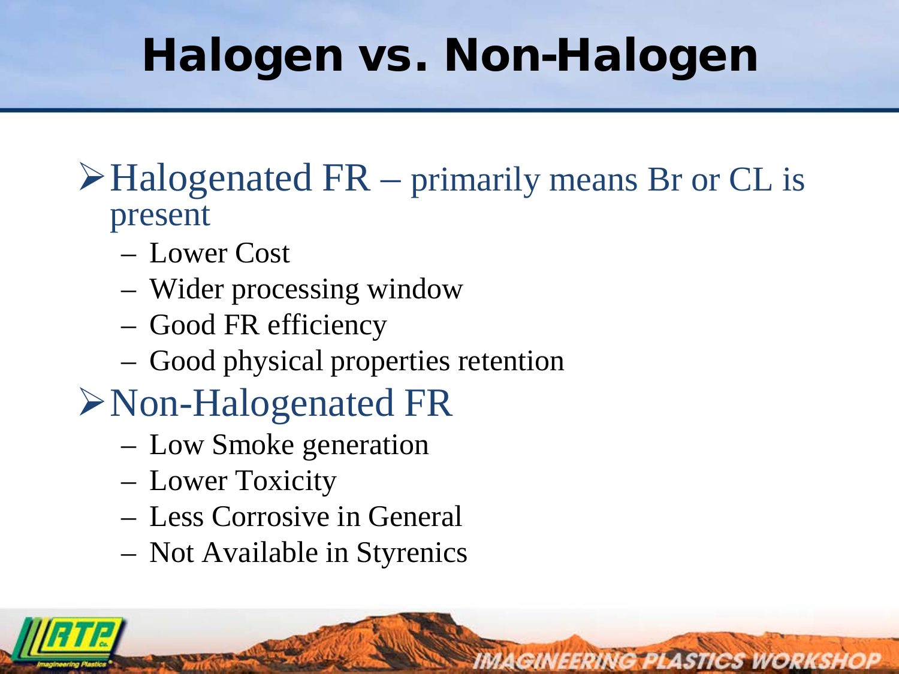# Halogen vs. Non-Halogen

- Halogenated FR – primarily means Br or CL is present
  - Lower Cost
  - Wider processing window
  - Good FR efficiency
  - Good physical properties retention
- Non-Halogenated FR
  - Low Smoke generation
  - Lower Toxicity
  - Less Corrosive in General
  - Not Available in Styrenics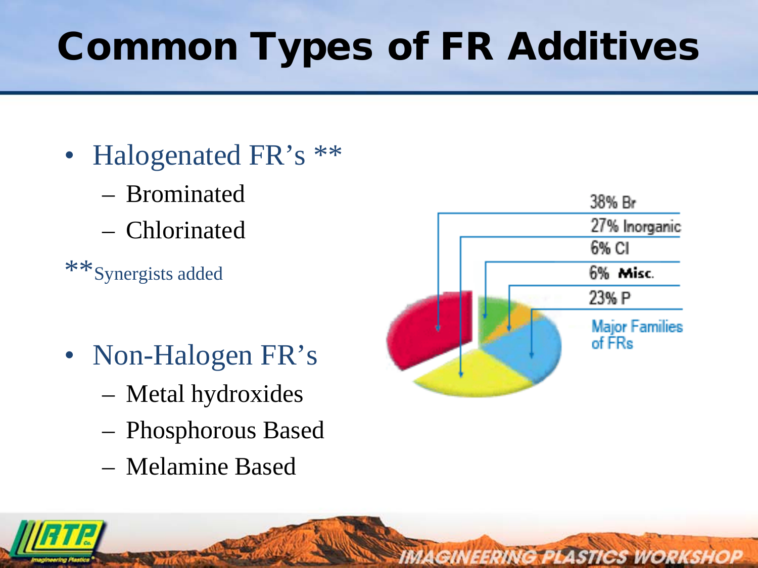# Common Types of FR Additives

- Halogenated FR's **
  - Brominated
  - Chlorinated

**Synergists added

- Non-Halogen FR's
  - Metal hydroxides
  - Phosphorous Based
  - Melamine Based

38% Br

27% Inorganic

6% Cl

6% Misc.

23% P

Major Families of FRs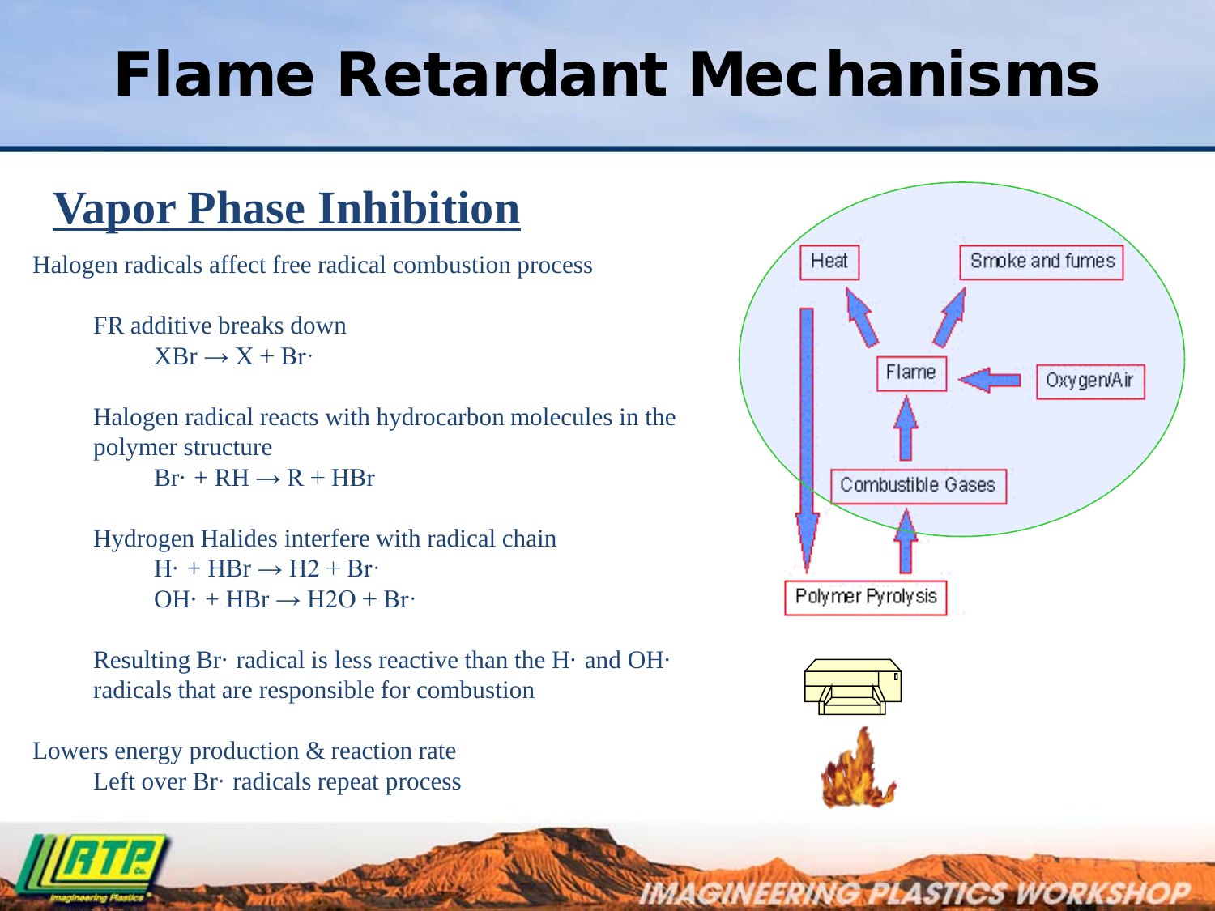# Flame Retardant Mechanisms

## Vapor Phase Inhibition

Halogen radicals affect free radical combustion process

- FR additive breaks down
  - $XBr \rightarrow X + Br\cdot$
- Halogen radical reacts with hydrocarbon molecules in the polymer structure
  - $Br\cdot + RH \rightarrow R + HBr$
- Hydrogen Halides interfere with radical chain
  - $H\cdot + HBr \rightarrow H_2 + Br\cdot$
  - $OH\cdot + HBr \rightarrow H_2O + Br\cdot$
- Resulting $Br\cdot$ radical is less reactive than the $H\cdot$ and $OH\cdot$ radicals that are responsible for combustion

Lowers energy production & reaction rate

- Left over $Br\cdot$ radicals repeat process

Heat | Smoke and fumes | Flame | Oxygen/Air | Combustible Gases | Polymer Pyrolysis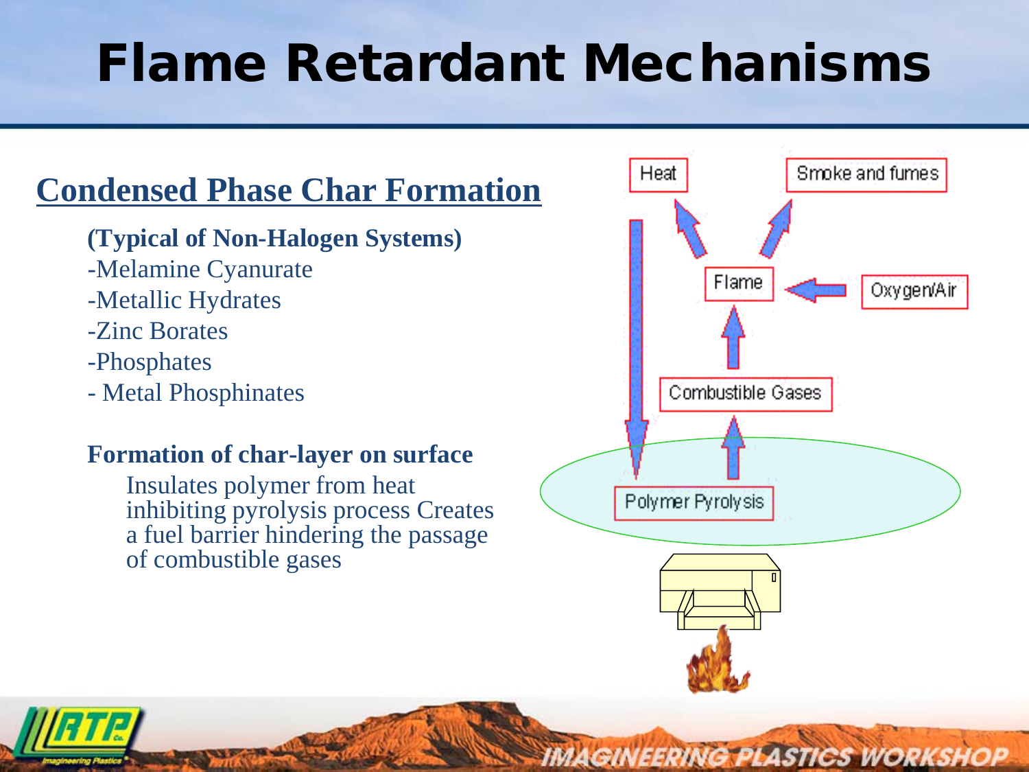# Flame Retardant Mechanisms

## Condensed Phase Char Formation

**(Typical of Non-Halogen Systems)**

- -Melamine Cyanurate
- -Metallic Hydrates
- -Zinc Borates
- -Phosphates
- - Metal Phosphinates

**Formation of char-layer on surface**

Insulates polymer from heat inhibiting pyrolysis process Creates a fuel barrier hindering the passage of combustible gases

Heat

Smoke and fumes

Flame

Oxygen/Air

Combustible Gases

Polymer Pyrolysis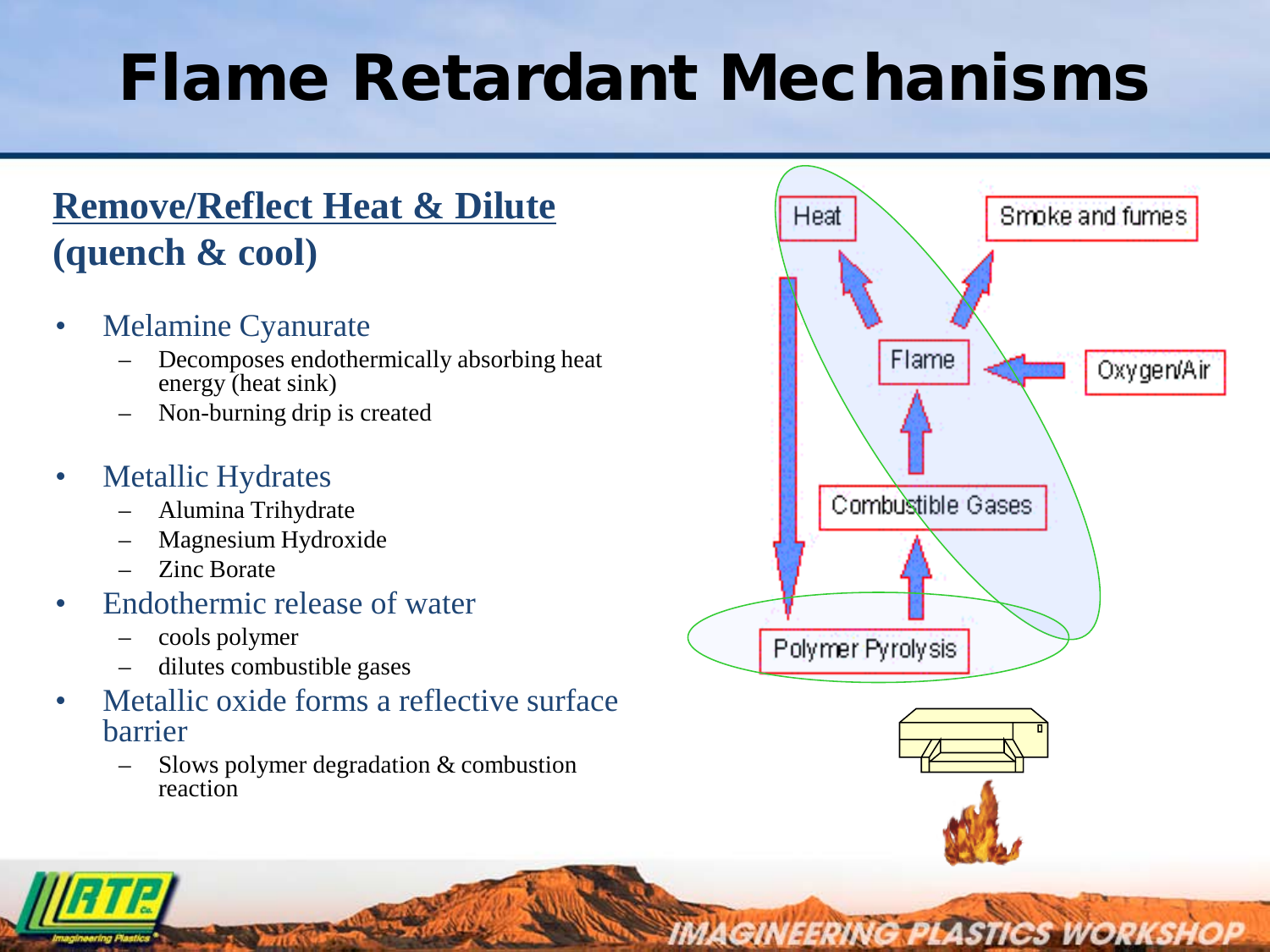# Flame Retardant Mechanisms

## Remove/Reflect Heat & Dilute (quench & cool)

- Melamine Cyanurate
  - Decomposes endothermically absorbing heat energy (heat sink)
  - Non-burning drip is created
- Metallic Hydrates
  - Alumina Trihydrate
  - Magnesium Hydroxide
  - Zinc Borate
- Endothermic release of water
  - cools polymer
  - dilutes combustible gases
- Metallic oxide forms a reflective surface barrier
  - Slows polymer degradation & combustion reaction

Heat

Smoke and fumes

Flame

Oxygen/Air

Combustible Gases

Polymer Pyrolysis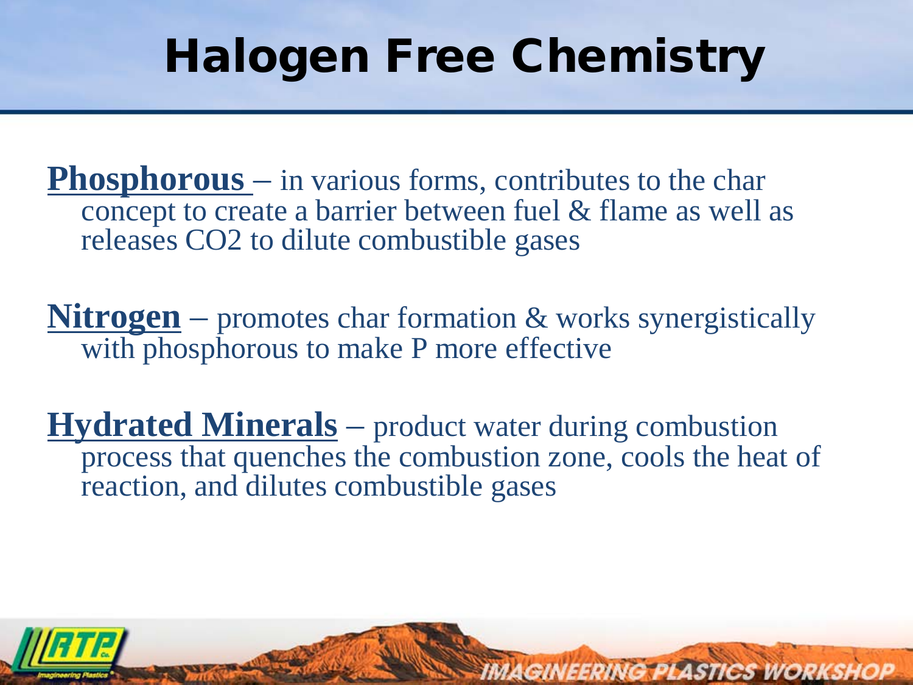# Halogen Free Chemistry

**Phosphorous** – in various forms, contributes to the char concept to create a barrier between fuel & flame as well as releases $CO_2$ to dilute combustible gases

**Nitrogen** – promotes char formation & works synergistically with phosphorous to make P more effective

**Hydrated Minerals** – product water during combustion process that quenches the combustion zone, cools the heat of reaction, and dilutes combustible gases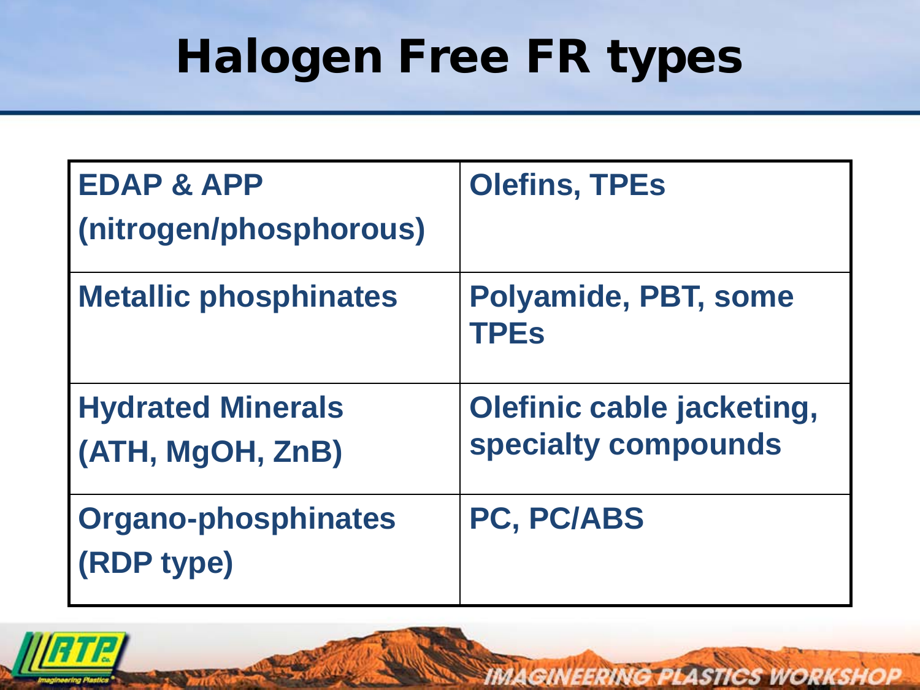# Halogen Free FR types

| EDAP & APP (nitrogen/phosphorous) | Olefins, TPEs |
|---|---|
| Metallic phosphinates | Polyamide, PBT, some TPEs |
| Hydrated Minerals (ATH, MgOH, ZnB) | Olefinic cable jacketing, specialty compounds |
| Organo-phosphinates (RDP type) | PC, PC/ABS |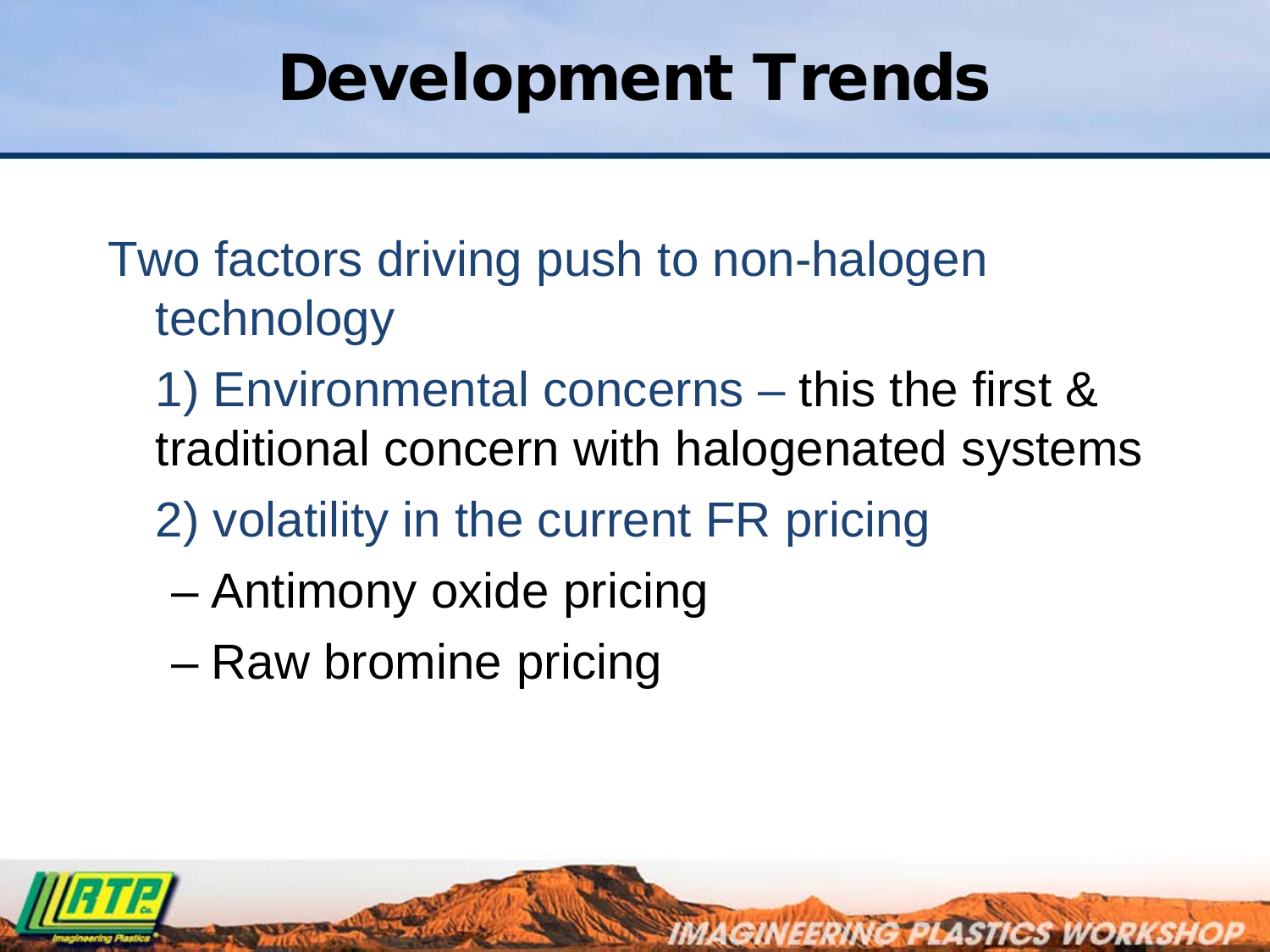# Development Trends

Two factors driving push to non-halogen technology

1) Environmental concerns – this the first & traditional concern with halogenated systems

2) volatility in the current FR pricing

- Antimony oxide pricing
- Raw bromine pricing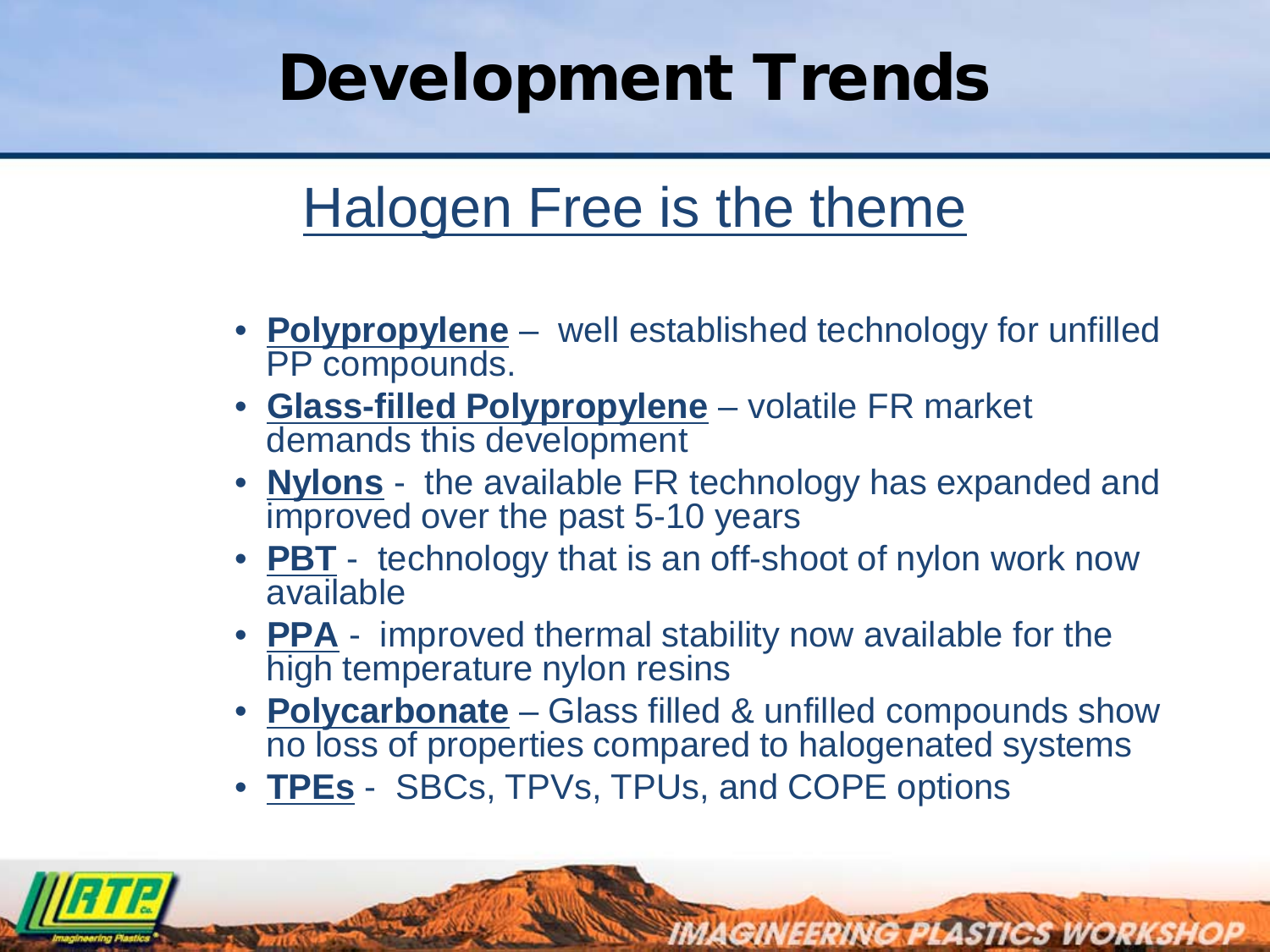# Development Trends

## Halogen Free is the theme

- **Polypropylene** – well established technology for unfilled PP compounds.
- **Glass-filled Polypropylene** – volatile FR market demands this development
- **Nylons** - the available FR technology has expanded and improved over the past 5-10 years
- **PBT** - technology that is an off-shoot of nylon work now available
- **PPA** - improved thermal stability now available for the high temperature nylon resins
- **Polycarbonate** – Glass filled & unfilled compounds show no loss of properties compared to halogenated systems
- **TPEs** - SBCs, TPVs, TPUs, and COPE options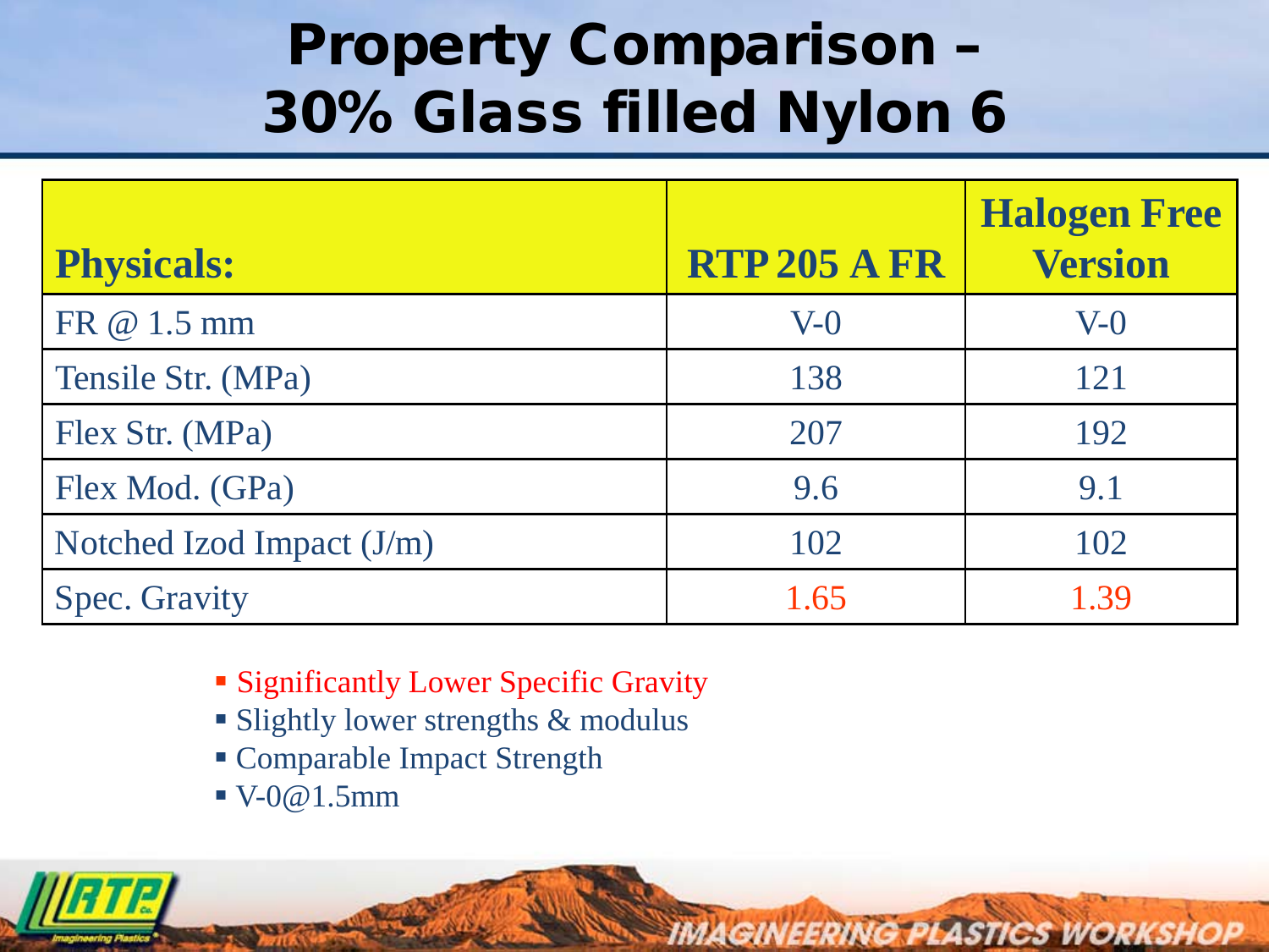# Property Comparison – 30% Glass filled Nylon 6

| Physicals: | RTP 205 A FR | Halogen Free Version |
|---|---|---|
| FR @ 1.5 mm | V-0 | V-0 |
| Tensile Str. (MPa) | 138 | 121 |
| Flex Str. (MPa) | 207 | 192 |
| Flex Mod. (GPa) | 9.6 | 9.1 |
| Notched Izod Impact (J/m) | 102 | 102 |
| Spec. Gravity | 1.65 | 1.39 |

- Significantly Lower Specific Gravity
- Slightly lower strengths & modulus
- Comparable Impact Strength
- V-0@1.5mm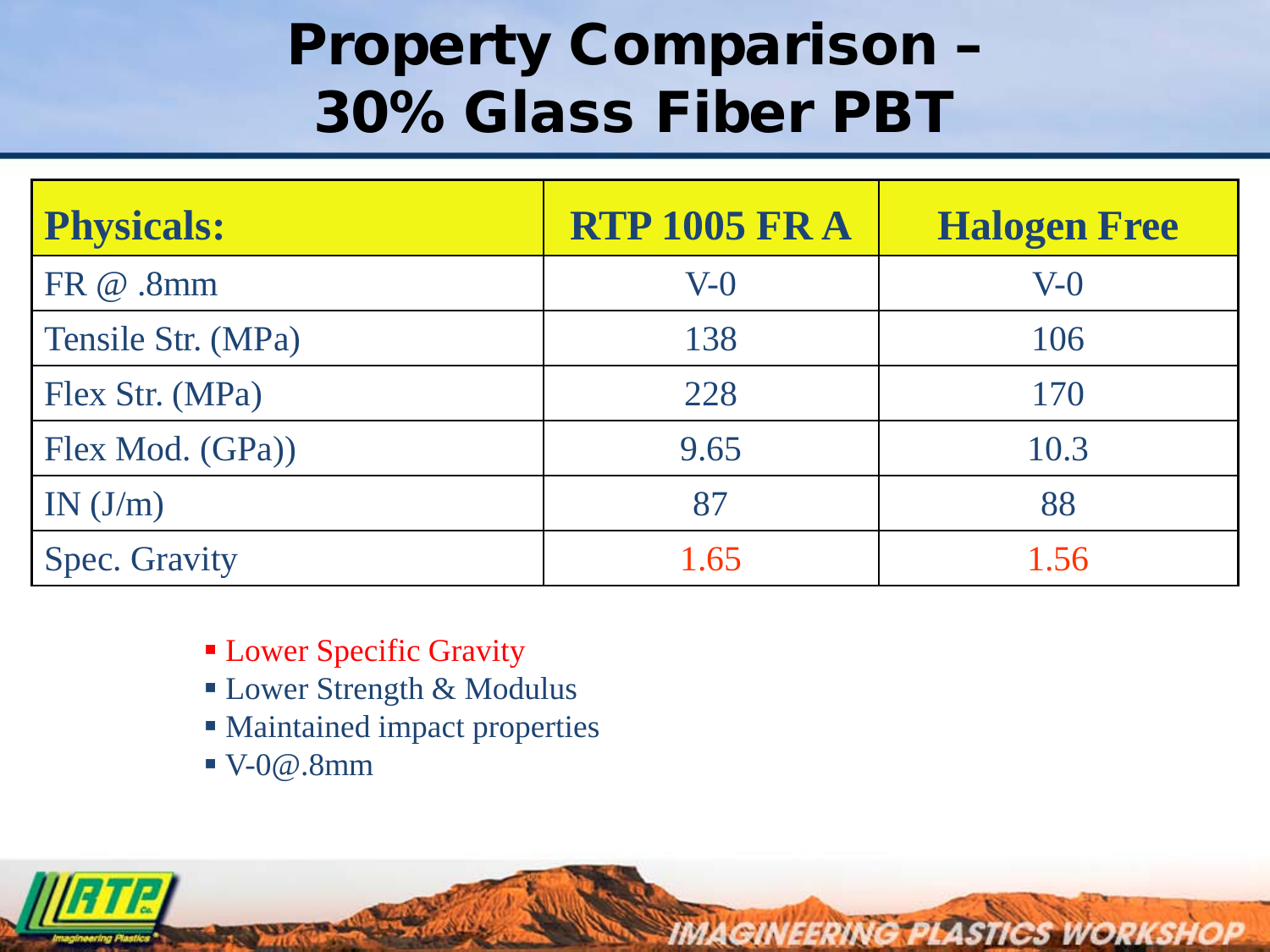# Property Comparison – 30% Glass Fiber PBT

| Physicals: | RTP 1005 FR A | Halogen Free |
|---|---|---|
| FR @ .8mm | V-0 | V-0 |
| Tensile Str. (MPa) | 138 | 106 |
| Flex Str. (MPa) | 228 | 170 |
| Flex Mod. (GPa)) | 9.65 | 10.3 |
| IN (J/m) | 87 | 88 |
| Spec. Gravity | 1.65 | 1.56 |

- Lower Specific Gravity
- Lower Strength & Modulus
- Maintained impact properties
- V-0@.8mm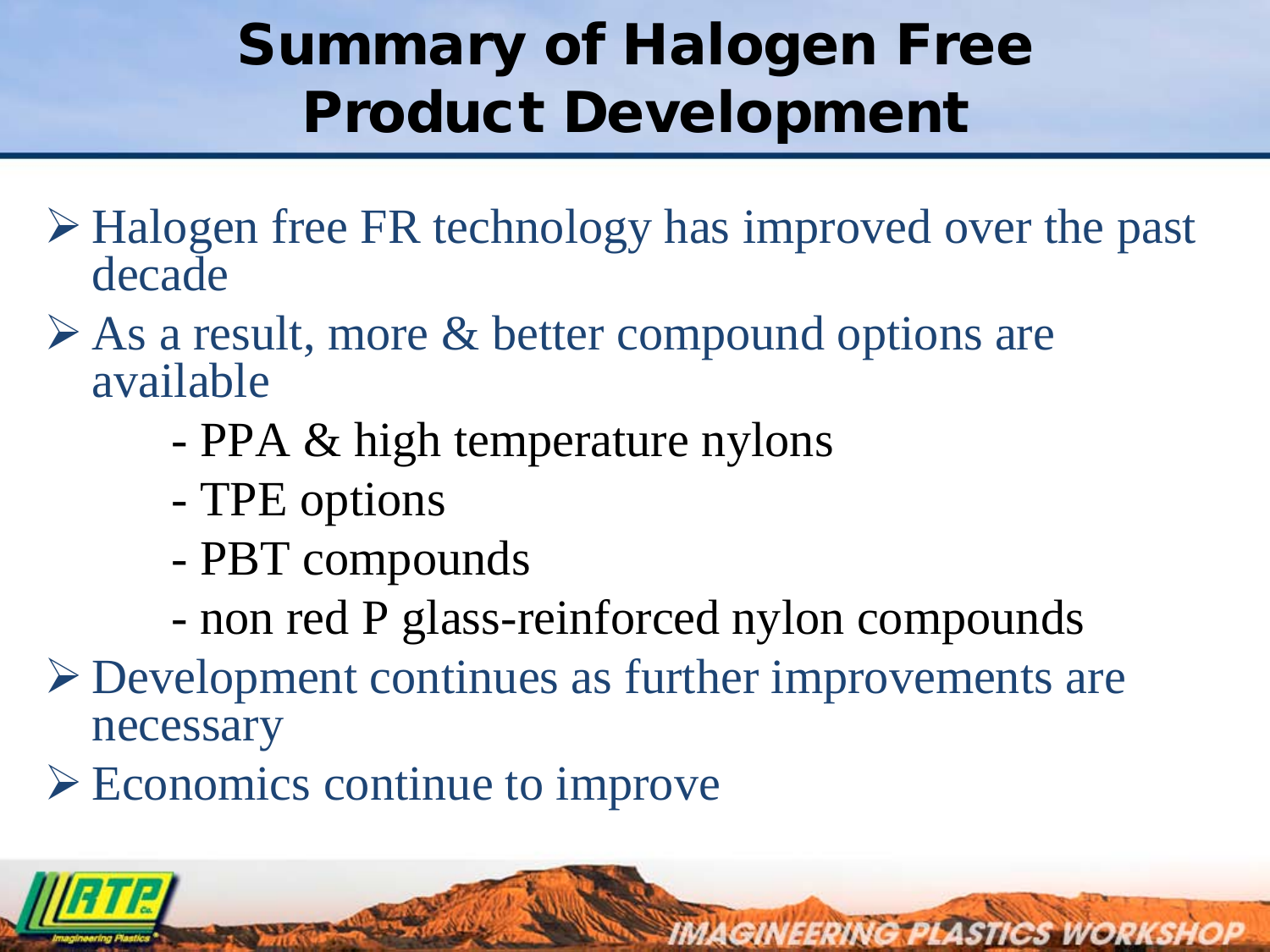# Summary of Halogen Free Product Development

- Halogen free FR technology has improved over the past decade
- As a result, more & better compound options are available
  - PPA & high temperature nylons
  - TPE options
  - PBT compounds
  - non red P glass-reinforced nylon compounds
- Development continues as further improvements are necessary
- Economics continue to improve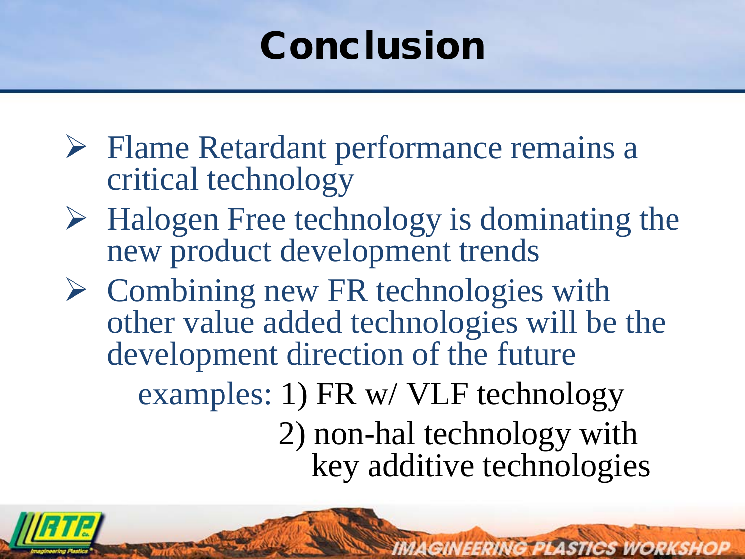# Conclusion

- Flame Retardant performance remains a critical technology
- Halogen Free technology is dominating the new product development trends
- Combining new FR technologies with other value added technologies will be the development direction of the future

  examples: 1) FR w/ VLF technology
  2) non-hal technology with key additive technologies